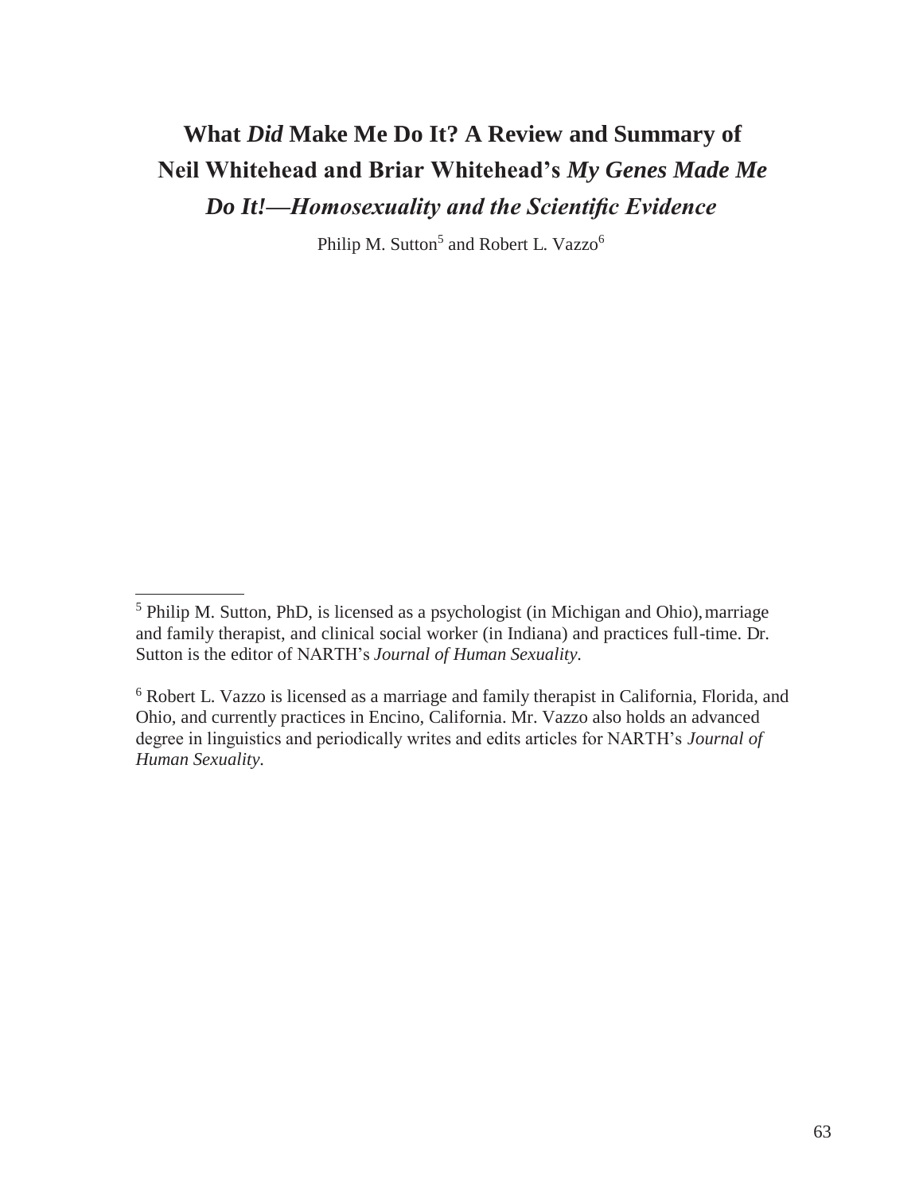# What *Did* Make Me Do It? A Review and Summary of Neil Whitehead and Briar Whitehead's *My Genes Made Me Do It!—Homosexuality and the Scientific Evidence*

Philip M. Sutton[5] and Robert L. Vazzo[6]

---

[5] Philip M. Sutton, PhD, is licensed as a psychologist (in Michigan and Ohio), marriage and family therapist, and clinical social worker (in Indiana) and practices full-time. Dr. Sutton is the editor of NARTH's *Journal of Human Sexuality*.

[6] Robert L. Vazzo is licensed as a marriage and family therapist in California, Florida, and Ohio, and currently practices in Encino, California. Mr. Vazzo also holds an advanced degree in linguistics and periodically writes and edits articles for NARTH's *Journal of Human Sexuality*.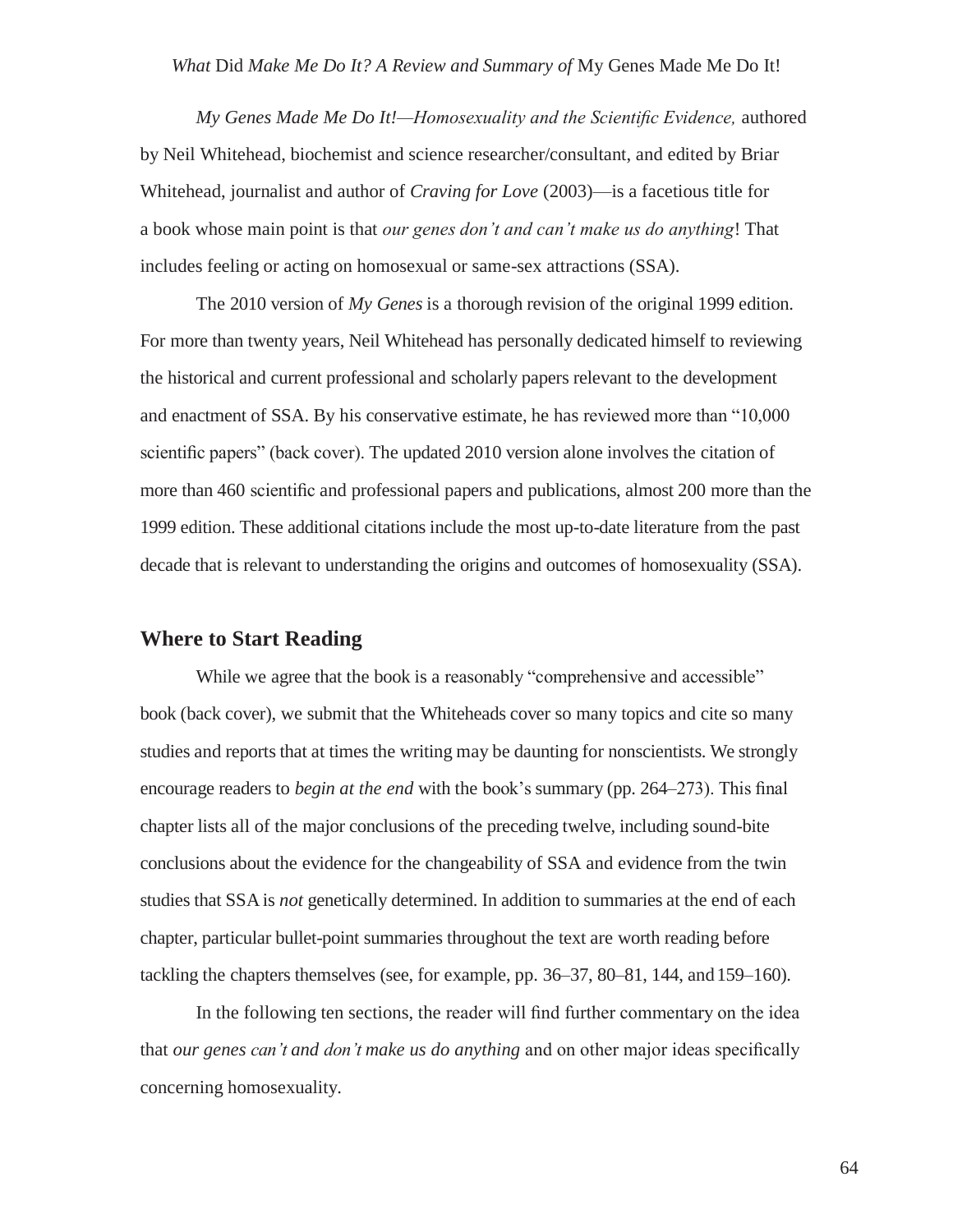*My Genes Made Me Do It!—Homosexuality and the Scientific Evidence,* authored by Neil Whitehead, biochemist and science researcher/consultant, and edited by Briar Whitehead, journalist and author of *Craving for Love* (2003)—is a facetious title for a book whose main point is that *our genes don't and can't make us do anything*! That includes feeling or acting on homosexual or same-sex attractions (SSA).

The 2010 version of *My Genes* is a thorough revision of the original 1999 edition. For more than twenty years, Neil Whitehead has personally dedicated himself to reviewing the historical and current professional and scholarly papers relevant to the development and enactment of SSA. By his conservative estimate, he has reviewed more than "10,000 scientific papers" (back cover). The updated 2010 version alone involves the citation of more than 460 scientific and professional papers and publications, almost 200 more than the 1999 edition. These additional citations include the most up-to-date literature from the past decade that is relevant to understanding the origins and outcomes of homosexuality (SSA).

## Where to Start Reading

While we agree that the book is a reasonably "comprehensive and accessible" book (back cover), we submit that the Whiteheads cover so many topics and cite so many studies and reports that at times the writing may be daunting for nonscientists. We strongly encourage readers to *begin at the end* with the book's summary (pp. 264–273). This final chapter lists all of the major conclusions of the preceding twelve, including sound-bite conclusions about the evidence for the changeability of SSA and evidence from the twin studies that SSA is *not* genetically determined. In addition to summaries at the end of each chapter, particular bullet-point summaries throughout the text are worth reading before tackling the chapters themselves (see, for example, pp. 36–37, 80–81, 144, and 159–160).

In the following ten sections, the reader will find further commentary on the idea that *our genes can't and don't make us do anything* and on other major ideas specifically concerning homosexuality.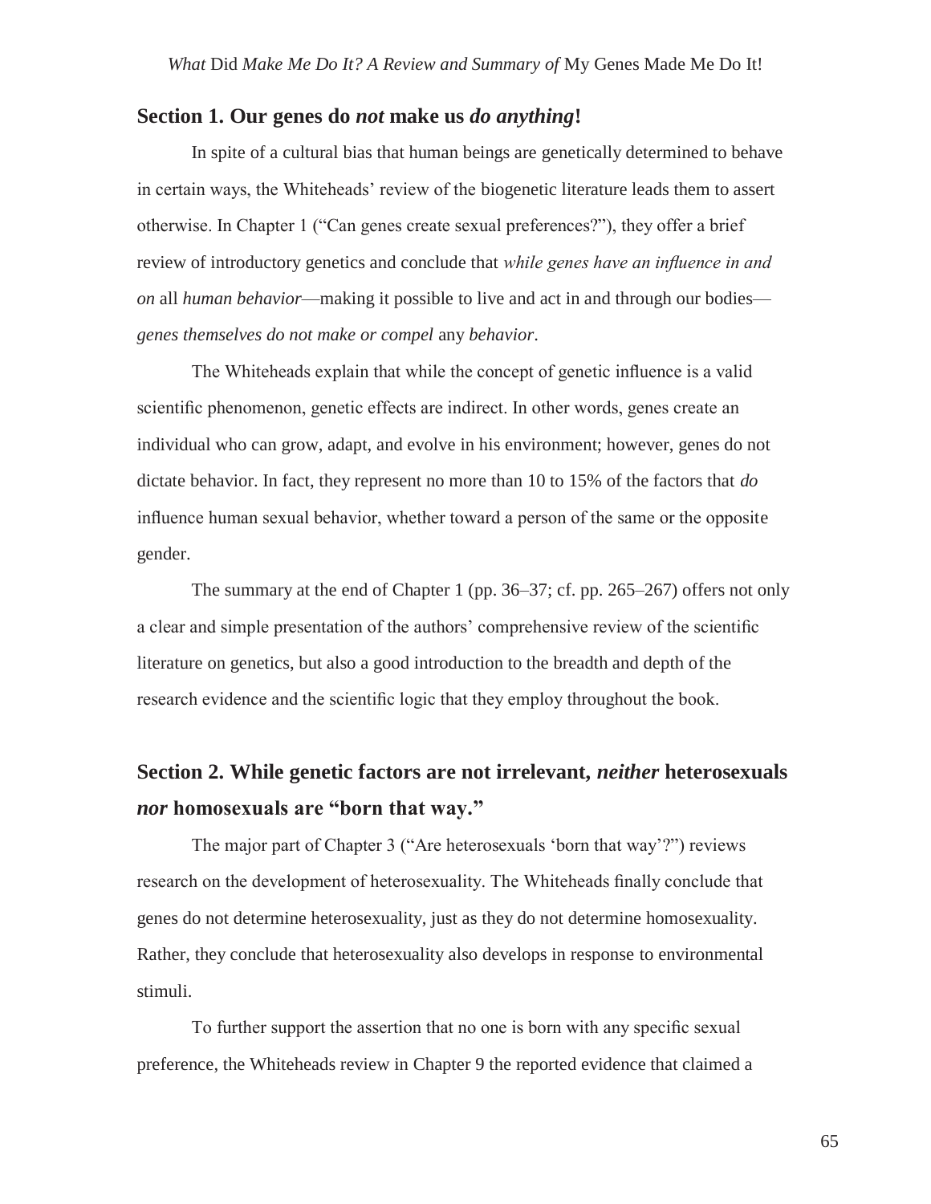## Section 1. Our genes do *not* make us *do anything*!

In spite of a cultural bias that human beings are genetically determined to behave in certain ways, the Whiteheads' review of the biogenetic literature leads them to assert otherwise. In Chapter 1 ("Can genes create sexual preferences?"), they offer a brief review of introductory genetics and conclude that *while genes have an influence in and on* all *human behavior*—making it possible to live and act in and through our bodies—*genes themselves do not make or compel* any *behavior*.

The Whiteheads explain that while the concept of genetic influence is a valid scientific phenomenon, genetic effects are indirect. In other words, genes create an individual who can grow, adapt, and evolve in his environment; however, genes do not dictate behavior. In fact, they represent no more than 10 to 15% of the factors that *do* influence human sexual behavior, whether toward a person of the same or the opposite gender.

The summary at the end of Chapter 1 (pp. 36–37; cf. pp. 265–267) offers not only a clear and simple presentation of the authors' comprehensive review of the scientific literature on genetics, but also a good introduction to the breadth and depth of the research evidence and the scientific logic that they employ throughout the book.

## Section 2. While genetic factors are not irrelevant, *neither* heterosexuals *nor* homosexuals are "born that way."

The major part of Chapter 3 ("Are heterosexuals 'born that way'?") reviews research on the development of heterosexuality. The Whiteheads finally conclude that genes do not determine heterosexuality, just as they do not determine homosexuality. Rather, they conclude that heterosexuality also develops in response to environmental stimuli.

To further support the assertion that no one is born with any specific sexual preference, the Whiteheads review in Chapter 9 the reported evidence that claimed a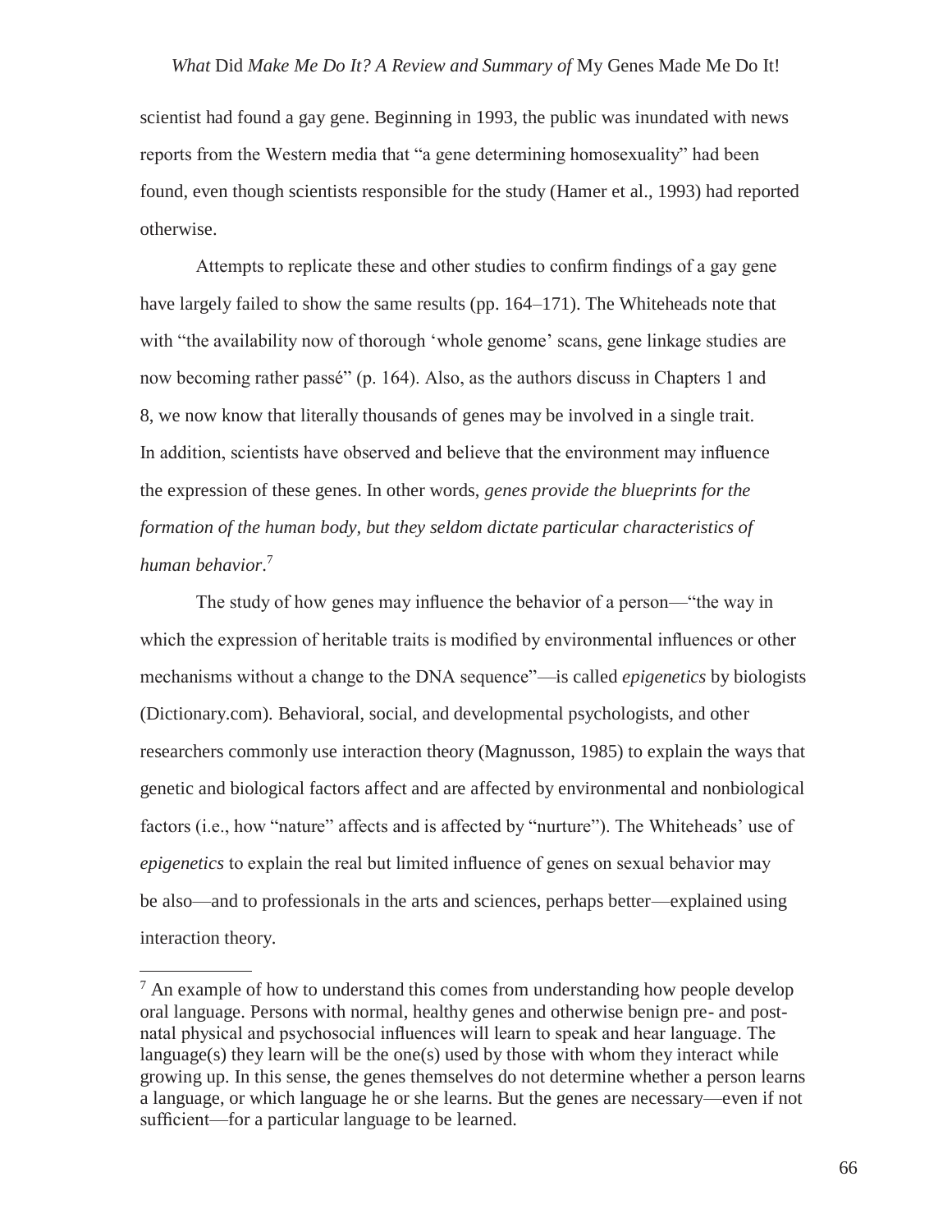scientist had found a gay gene. Beginning in 1993, the public was inundated with news reports from the Western media that "a gene determining homosexuality" had been found, even though scientists responsible for the study (Hamer et al., 1993) had reported otherwise.

Attempts to replicate these and other studies to confirm findings of a gay gene have largely failed to show the same results (pp. 164–171). The Whiteheads note that with "the availability now of thorough 'whole genome' scans, gene linkage studies are now becoming rather passé" (p. 164). Also, as the authors discuss in Chapters 1 and 8, we now know that literally thousands of genes may be involved in a single trait. In addition, scientists have observed and believe that the environment may influence the expression of these genes. In other words, *genes provide the blueprints for the formation of the human body, but they seldom dictate particular characteristics of human behavior*.[7]

The study of how genes may influence the behavior of a person—"the way in which the expression of heritable traits is modified by environmental influences or other mechanisms without a change to the DNA sequence"—is called *epigenetics* by biologists (Dictionary.com). Behavioral, social, and developmental psychologists, and other researchers commonly use interaction theory (Magnusson, 1985) to explain the ways that genetic and biological factors affect and are affected by environmental and nonbiological factors (i.e., how "nature" affects and is affected by "nurture"). The Whiteheads' use of *epigenetics* to explain the real but limited influence of genes on sexual behavior may be also—and to professionals in the arts and sciences, perhaps better—explained using interaction theory.

---

[7] An example of how to understand this comes from understanding how people develop oral language. Persons with normal, healthy genes and otherwise benign pre- and post-natal physical and psychosocial influences will learn to speak and hear language. The language(s) they learn will be the one(s) used by those with whom they interact while growing up. In this sense, the genes themselves do not determine whether a person learns a language, or which language he or she learns. But the genes are necessary—even if not sufficient—for a particular language to be learned.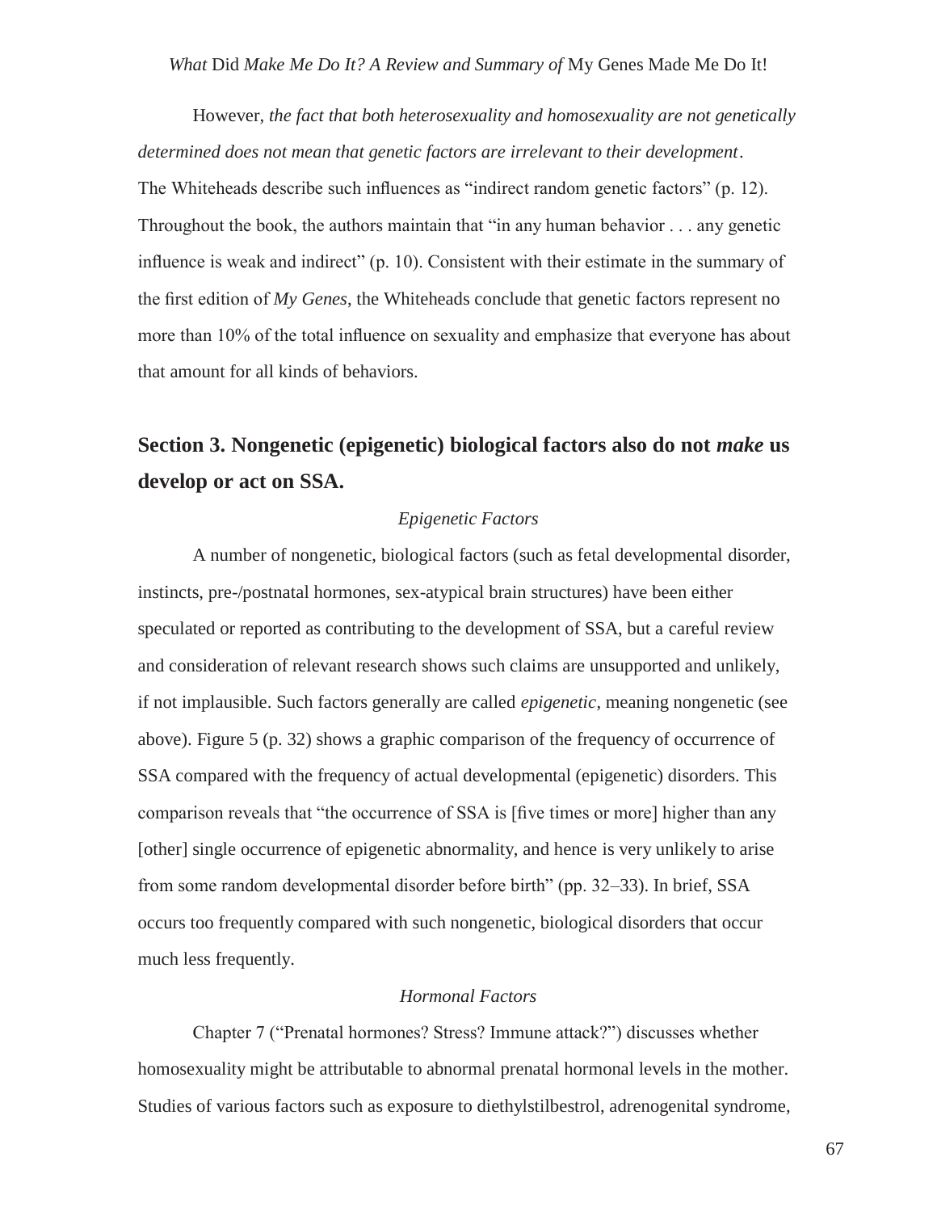However, *the fact that both heterosexuality and homosexuality are not genetically determined does not mean that genetic factors are irrelevant to their development*. The Whiteheads describe such influences as "indirect random genetic factors" (p. 12). Throughout the book, the authors maintain that "in any human behavior . . . any genetic influence is weak and indirect" (p. 10). Consistent with their estimate in the summary of the first edition of *My Genes*, the Whiteheads conclude that genetic factors represent no more than 10% of the total influence on sexuality and emphasize that everyone has about that amount for all kinds of behaviors.

## Section 3. Nongenetic (epigenetic) biological factors also do not *make* us develop or act on SSA.

*Epigenetic Factors*

A number of nongenetic, biological factors (such as fetal developmental disorder, instincts, pre-/postnatal hormones, sex-atypical brain structures) have been either speculated or reported as contributing to the development of SSA, but a careful review and consideration of relevant research shows such claims are unsupported and unlikely, if not implausible. Such factors generally are called *epigenetic*, meaning nongenetic (see above). Figure 5 (p. 32) shows a graphic comparison of the frequency of occurrence of SSA compared with the frequency of actual developmental (epigenetic) disorders. This comparison reveals that "the occurrence of SSA is [five times or more] higher than any [other] single occurrence of epigenetic abnormality, and hence is very unlikely to arise from some random developmental disorder before birth" (pp. 32–33). In brief, SSA occurs too frequently compared with such nongenetic, biological disorders that occur much less frequently.

*Hormonal Factors*

Chapter 7 ("Prenatal hormones? Stress? Immune attack?") discusses whether homosexuality might be attributable to abnormal prenatal hormonal levels in the mother. Studies of various factors such as exposure to diethylstilbestrol, adrenogenital syndrome,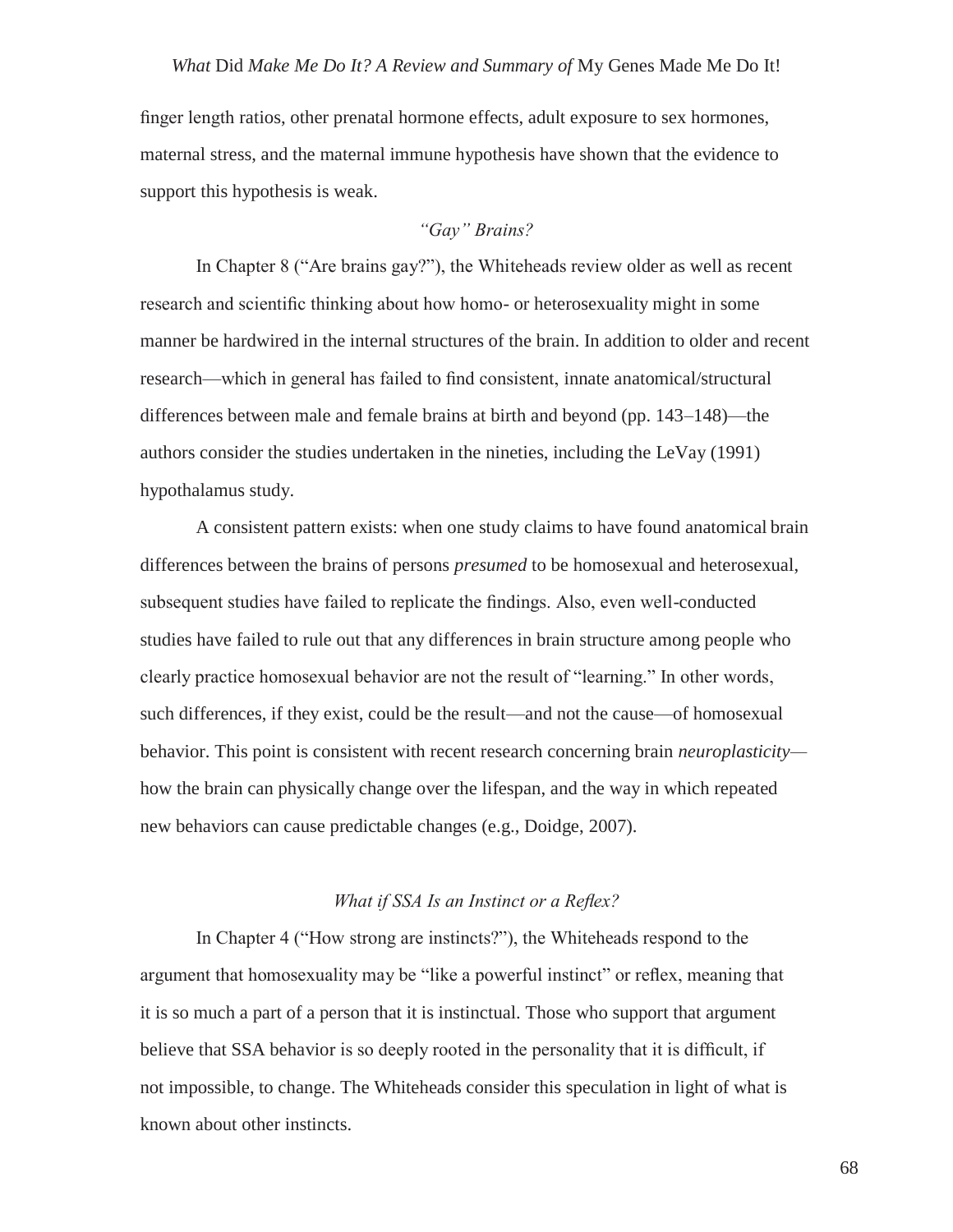finger length ratios, other prenatal hormone effects, adult exposure to sex hormones, maternal stress, and the maternal immune hypothesis have shown that the evidence to support this hypothesis is weak.

### *"Gay" Brains?*

In Chapter 8 ("Are brains gay?"), the Whiteheads review older as well as recent research and scientific thinking about how homo- or heterosexuality might in some manner be hardwired in the internal structures of the brain. In addition to older and recent research—which in general has failed to find consistent, innate anatomical/structural differences between male and female brains at birth and beyond (pp. 143–148)—the authors consider the studies undertaken in the nineties, including the LeVay (1991) hypothalamus study.

A consistent pattern exists: when one study claims to have found anatomical brain differences between the brains of persons *presumed* to be homosexual and heterosexual, subsequent studies have failed to replicate the findings. Also, even well-conducted studies have failed to rule out that any differences in brain structure among people who clearly practice homosexual behavior are not the result of "learning." In other words, such differences, if they exist, could be the result—and not the cause—of homosexual behavior. This point is consistent with recent research concerning brain *neuroplasticity*—how the brain can physically change over the lifespan, and the way in which repeated new behaviors can cause predictable changes (e.g., Doidge, 2007).

### *What if SSA Is an Instinct or a Reflex?*

In Chapter 4 ("How strong are instincts?"), the Whiteheads respond to the argument that homosexuality may be "like a powerful instinct" or reflex, meaning that it is so much a part of a person that it is instinctual. Those who support that argument believe that SSA behavior is so deeply rooted in the personality that it is difficult, if not impossible, to change. The Whiteheads consider this speculation in light of what is known about other instincts.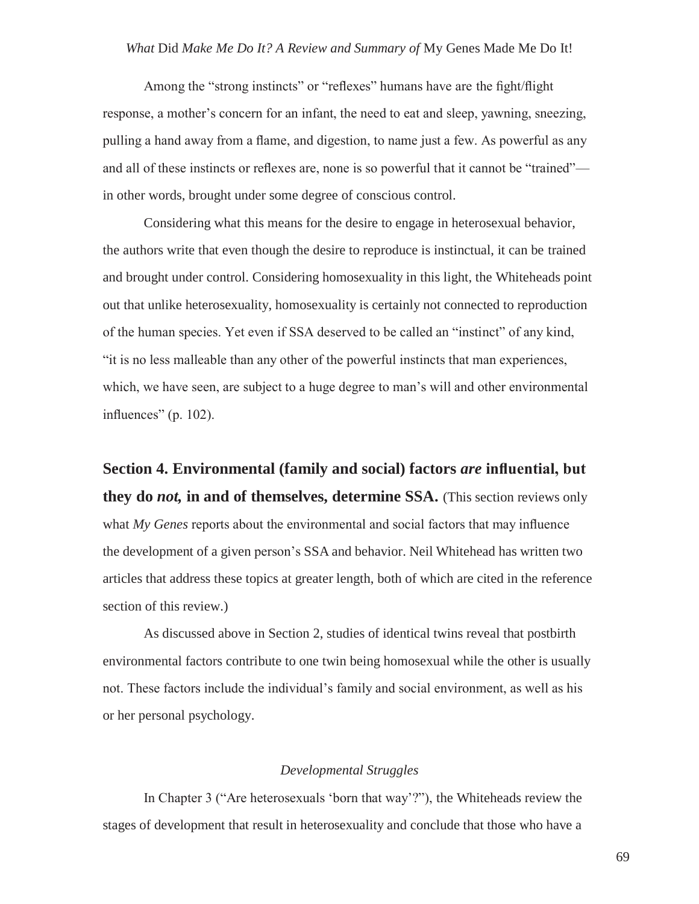Among the "strong instincts" or "reflexes" humans have are the fight/flight response, a mother's concern for an infant, the need to eat and sleep, yawning, sneezing, pulling a hand away from a flame, and digestion, to name just a few. As powerful as any and all of these instincts or reflexes are, none is so powerful that it cannot be "trained"—in other words, brought under some degree of conscious control.

Considering what this means for the desire to engage in heterosexual behavior, the authors write that even though the desire to reproduce is instinctual, it can be trained and brought under control. Considering homosexuality in this light, the Whiteheads point out that unlike heterosexuality, homosexuality is certainly not connected to reproduction of the human species. Yet even if SSA deserved to be called an "instinct" of any kind, "it is no less malleable than any other of the powerful instincts that man experiences, which, we have seen, are subject to a huge degree to man's will and other environmental influences" (p. 102).

**Section 4. Environmental (family and social) factors *are* influential, but they do *not,* in and of themselves, determine SSA.** (This section reviews only what *My Genes* reports about the environmental and social factors that may influence the development of a given person's SSA and behavior. Neil Whitehead has written two articles that address these topics at greater length, both of which are cited in the reference section of this review.)

As discussed above in Section 2, studies of identical twins reveal that postbirth environmental factors contribute to one twin being homosexual while the other is usually not. These factors include the individual's family and social environment, as well as his or her personal psychology.

*Developmental Struggles*

In Chapter 3 ("Are heterosexuals 'born that way'?"), the Whiteheads review the stages of development that result in heterosexuality and conclude that those who have a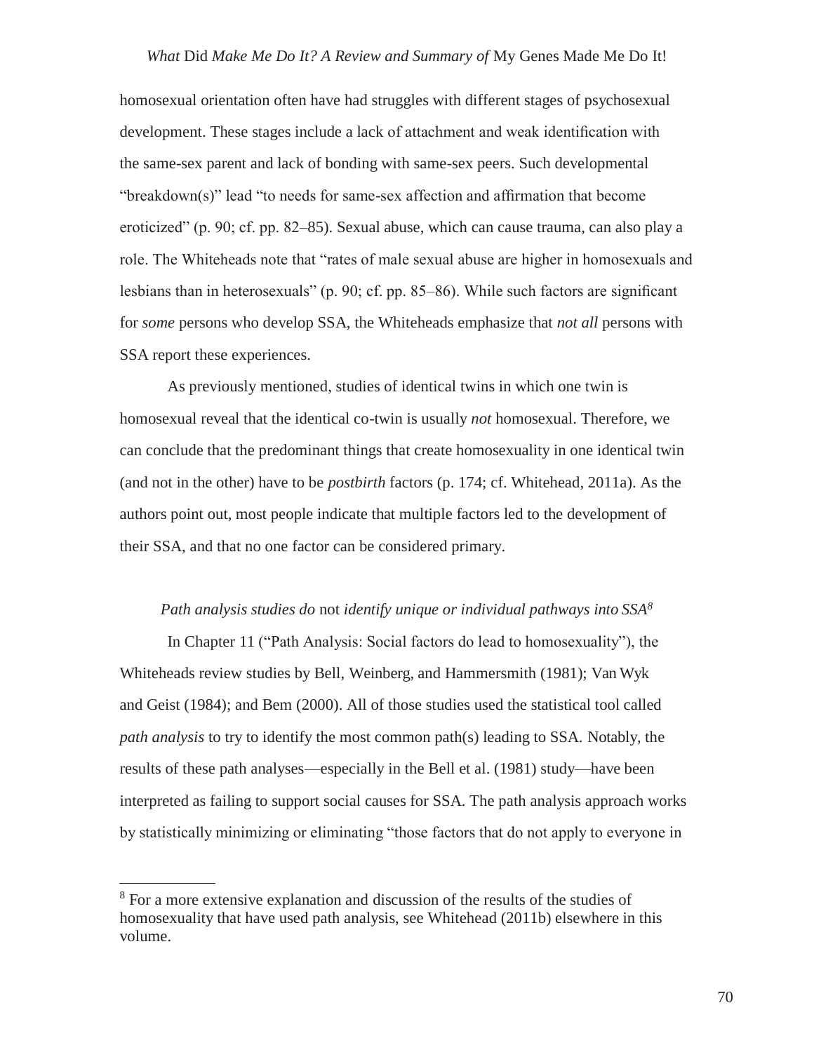homosexual orientation often have had struggles with different stages of psychosexual development. These stages include a lack of attachment and weak identification with the same-sex parent and lack of bonding with same-sex peers. Such developmental "breakdown(s)" lead "to needs for same-sex affection and affirmation that become eroticized" (p. 90; cf. pp. 82–85). Sexual abuse, which can cause trauma, can also play a role. The Whiteheads note that "rates of male sexual abuse are higher in homosexuals and lesbians than in heterosexuals" (p. 90; cf. pp. 85–86). While such factors are significant for *some* persons who develop SSA, the Whiteheads emphasize that *not all* persons with SSA report these experiences.

As previously mentioned, studies of identical twins in which one twin is homosexual reveal that the identical co-twin is usually *not* homosexual. Therefore, we can conclude that the predominant things that create homosexuality in one identical twin (and not in the other) have to be *postbirth* factors (p. 174; cf. Whitehead, 2011a). As the authors point out, most people indicate that multiple factors led to the development of their SSA, and that no one factor can be considered primary.

### *Path analysis studies do* not *identify unique or individual pathways into SSA*[8]

In Chapter 11 ("Path Analysis: Social factors do lead to homosexuality"), the Whiteheads review studies by Bell, Weinberg, and Hammersmith (1981); Van Wyk and Geist (1984); and Bem (2000). All of those studies used the statistical tool called *path analysis* to try to identify the most common path(s) leading to SSA. Notably, the results of these path analyses—especially in the Bell et al. (1981) study—have been interpreted as failing to support social causes for SSA. The path analysis approach works by statistically minimizing or eliminating "those factors that do not apply to everyone in

---

[8] For a more extensive explanation and discussion of the results of the studies of homosexuality that have used path analysis, see Whitehead (2011b) elsewhere in this volume.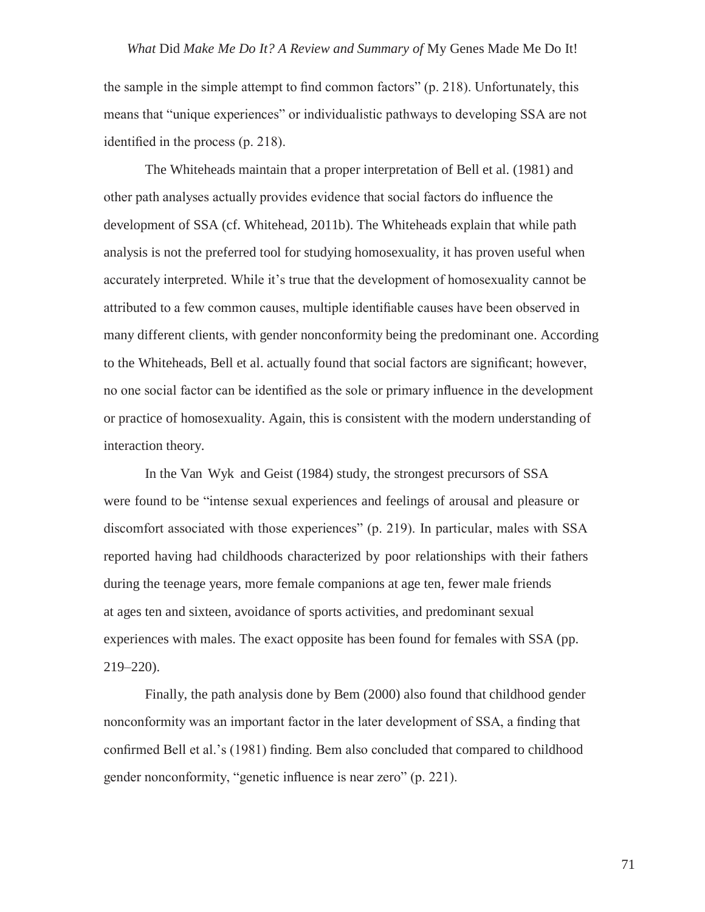the sample in the simple attempt to find common factors" (p. 218). Unfortunately, this means that "unique experiences" or individualistic pathways to developing SSA are not identified in the process (p. 218).

The Whiteheads maintain that a proper interpretation of Bell et al. (1981) and other path analyses actually provides evidence that social factors do influence the development of SSA (cf. Whitehead, 2011b). The Whiteheads explain that while path analysis is not the preferred tool for studying homosexuality, it has proven useful when accurately interpreted. While it's true that the development of homosexuality cannot be attributed to a few common causes, multiple identifiable causes have been observed in many different clients, with gender nonconformity being the predominant one. According to the Whiteheads, Bell et al. actually found that social factors are significant; however, no one social factor can be identified as the sole or primary influence in the development or practice of homosexuality. Again, this is consistent with the modern understanding of interaction theory.

In the Van Wyk and Geist (1984) study, the strongest precursors of SSA were found to be "intense sexual experiences and feelings of arousal and pleasure or discomfort associated with those experiences" (p. 219). In particular, males with SSA reported having had childhoods characterized by poor relationships with their fathers during the teenage years, more female companions at age ten, fewer male friends at ages ten and sixteen, avoidance of sports activities, and predominant sexual experiences with males. The exact opposite has been found for females with SSA (pp. 219–220).

Finally, the path analysis done by Bem (2000) also found that childhood gender nonconformity was an important factor in the later development of SSA, a finding that confirmed Bell et al.'s (1981) finding. Bem also concluded that compared to childhood gender nonconformity, "genetic influence is near zero" (p. 221).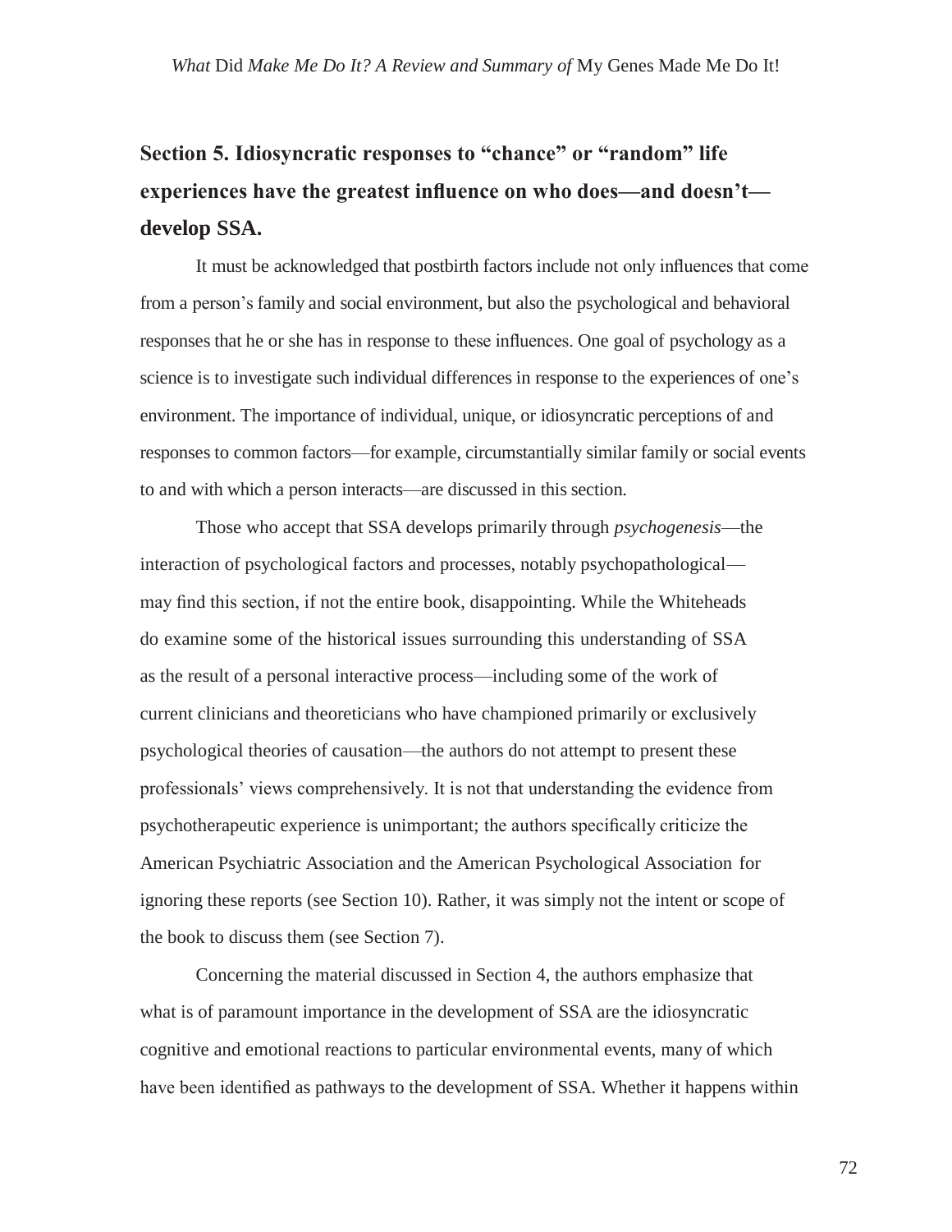## Section 5. Idiosyncratic responses to "chance" or "random" life experiences have the greatest influence on who does—and doesn't—develop SSA.

It must be acknowledged that postbirth factors include not only influences that come from a person's family and social environment, but also the psychological and behavioral responses that he or she has in response to these influences. One goal of psychology as a science is to investigate such individual differences in response to the experiences of one's environment. The importance of individual, unique, or idiosyncratic perceptions of and responses to common factors—for example, circumstantially similar family or social events to and with which a person interacts—are discussed in this section.

Those who accept that SSA develops primarily through *psychogenesis*—the interaction of psychological factors and processes, notably psychopathological—may find this section, if not the entire book, disappointing. While the Whiteheads do examine some of the historical issues surrounding this understanding of SSA as the result of a personal interactive process—including some of the work of current clinicians and theoreticians who have championed primarily or exclusively psychological theories of causation—the authors do not attempt to present these professionals' views comprehensively. It is not that understanding the evidence from psychotherapeutic experience is unimportant; the authors specifically criticize the American Psychiatric Association and the American Psychological Association for ignoring these reports (see Section 10). Rather, it was simply not the intent or scope of the book to discuss them (see Section 7).

Concerning the material discussed in Section 4, the authors emphasize that what is of paramount importance in the development of SSA are the idiosyncratic cognitive and emotional reactions to particular environmental events, many of which have been identified as pathways to the development of SSA. Whether it happens within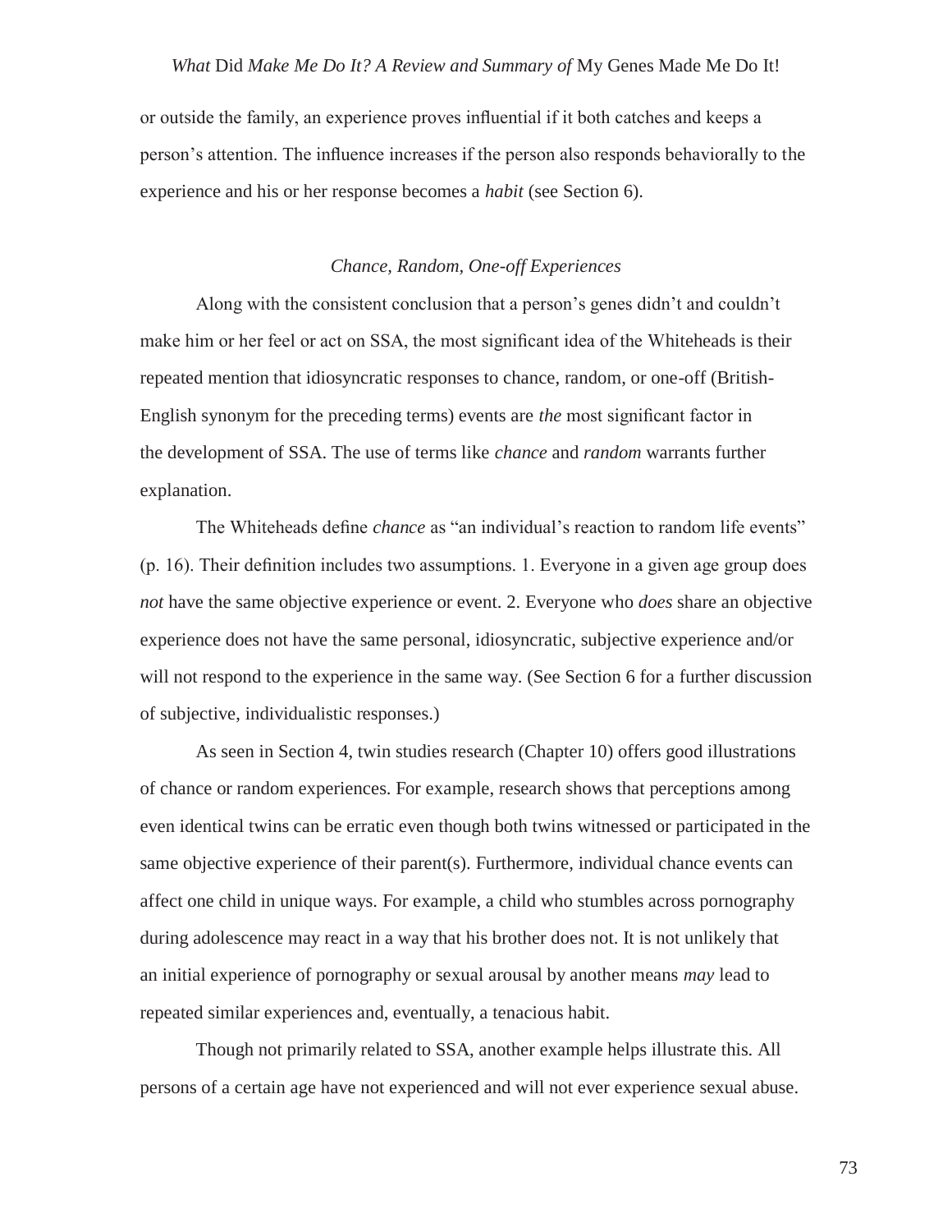or outside the family, an experience proves influential if it both catches and keeps a person's attention. The influence increases if the person also responds behaviorally to the experience and his or her response becomes a *habit* (see Section 6).

### *Chance, Random, One-off Experiences*

Along with the consistent conclusion that a person's genes didn't and couldn't make him or her feel or act on SSA, the most significant idea of the Whiteheads is their repeated mention that idiosyncratic responses to chance, random, or one-off (British-English synonym for the preceding terms) events are *the* most significant factor in the development of SSA. The use of terms like *chance* and *random* warrants further explanation.

The Whiteheads define *chance* as "an individual's reaction to random life events" (p. 16). Their definition includes two assumptions. 1. Everyone in a given age group does *not* have the same objective experience or event. 2. Everyone who *does* share an objective experience does not have the same personal, idiosyncratic, subjective experience and/or will not respond to the experience in the same way. (See Section 6 for a further discussion of subjective, individualistic responses.)

As seen in Section 4, twin studies research (Chapter 10) offers good illustrations of chance or random experiences. For example, research shows that perceptions among even identical twins can be erratic even though both twins witnessed or participated in the same objective experience of their parent(s). Furthermore, individual chance events can affect one child in unique ways. For example, a child who stumbles across pornography during adolescence may react in a way that his brother does not. It is not unlikely that an initial experience of pornography or sexual arousal by another means *may* lead to repeated similar experiences and, eventually, a tenacious habit.

Though not primarily related to SSA, another example helps illustrate this. All persons of a certain age have not experienced and will not ever experience sexual abuse.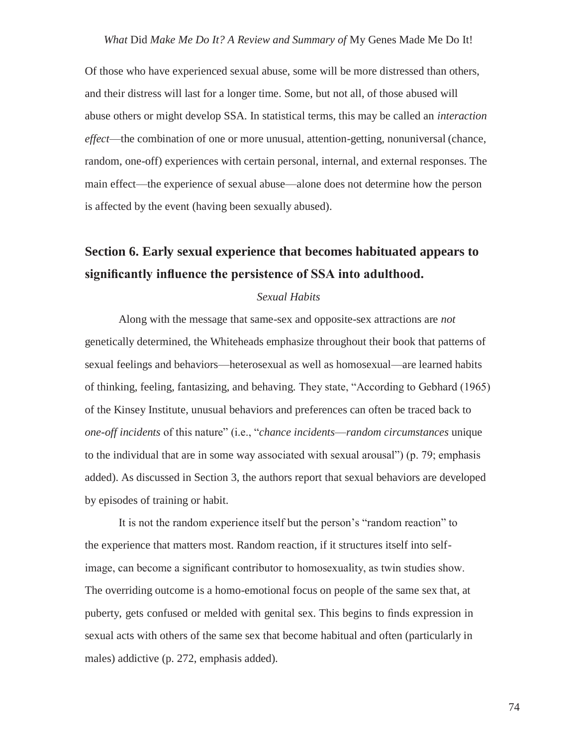Of those who have experienced sexual abuse, some will be more distressed than others, and their distress will last for a longer time. Some, but not all, of those abused will abuse others or might develop SSA. In statistical terms, this may be called an *interaction effect*—the combination of one or more unusual, attention-getting, nonuniversal (chance, random, one-off) experiences with certain personal, internal, and external responses. The main effect—the experience of sexual abuse—alone does not determine how the person is affected by the event (having been sexually abused).

## Section 6. Early sexual experience that becomes habituated appears to significantly influence the persistence of SSA into adulthood.

*Sexual Habits*

Along with the message that same-sex and opposite-sex attractions are *not* genetically determined, the Whiteheads emphasize throughout their book that patterns of sexual feelings and behaviors—heterosexual as well as homosexual—are learned habits of thinking, feeling, fantasizing, and behaving. They state, "According to Gebhard (1965) of the Kinsey Institute, unusual behaviors and preferences can often be traced back to *one-off incidents* of this nature" (i.e., "*chance incidents—random circumstances* unique to the individual that are in some way associated with sexual arousal") (p. 79; emphasis added). As discussed in Section 3, the authors report that sexual behaviors are developed by episodes of training or habit.

It is not the random experience itself but the person's "random reaction" to the experience that matters most. Random reaction, if it structures itself into self-image, can become a significant contributor to homosexuality, as twin studies show. The overriding outcome is a homo-emotional focus on people of the same sex that, at puberty, gets confused or melded with genital sex. This begins to finds expression in sexual acts with others of the same sex that become habitual and often (particularly in males) addictive (p. 272, emphasis added).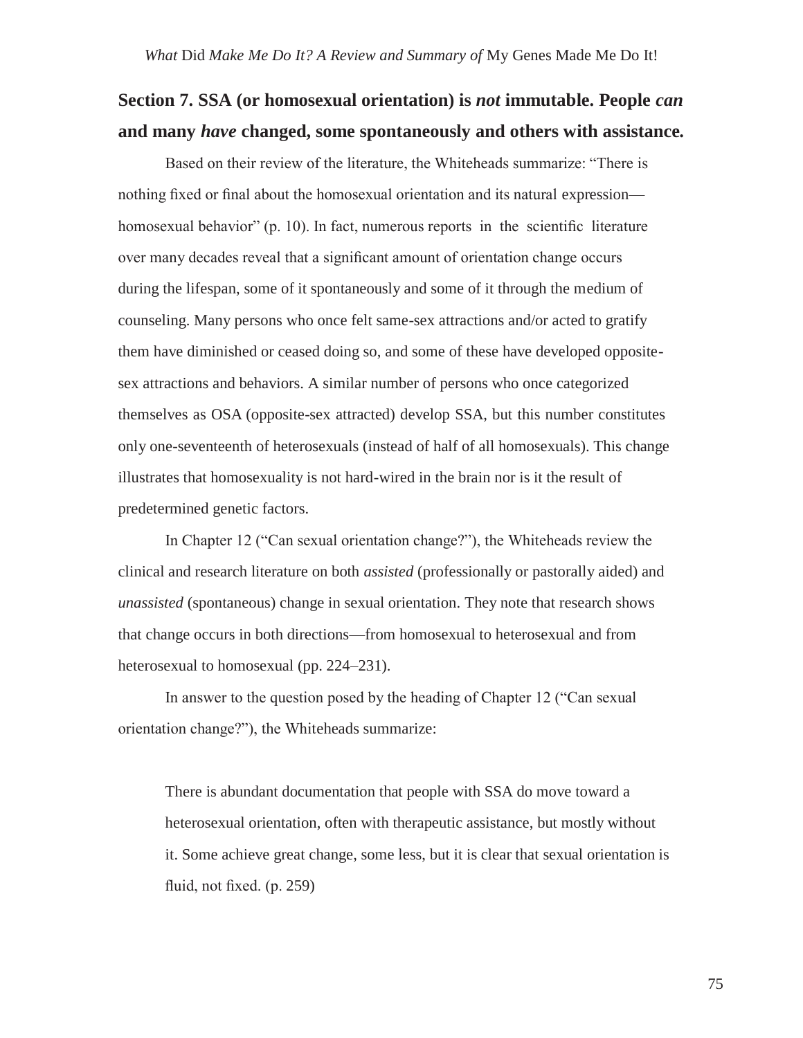## Section 7. SSA (or homosexual orientation) is *not* immutable. People *can* and many *have* changed, some spontaneously and others with assistance.

Based on their review of the literature, the Whiteheads summarize: "There is nothing fixed or final about the homosexual orientation and its natural expression—homosexual behavior" (p. 10). In fact, numerous reports in the scientific literature over many decades reveal that a significant amount of orientation change occurs during the lifespan, some of it spontaneously and some of it through the medium of counseling. Many persons who once felt same-sex attractions and/or acted to gratify them have diminished or ceased doing so, and some of these have developed opposite-sex attractions and behaviors. A similar number of persons who once categorized themselves as OSA (opposite-sex attracted) develop SSA, but this number constitutes only one-seventeenth of heterosexuals (instead of half of all homosexuals). This change illustrates that homosexuality is not hard-wired in the brain nor is it the result of predetermined genetic factors.

In Chapter 12 ("Can sexual orientation change?"), the Whiteheads review the clinical and research literature on both *assisted* (professionally or pastorally aided) and *unassisted* (spontaneous) change in sexual orientation. They note that research shows that change occurs in both directions—from homosexual to heterosexual and from heterosexual to homosexual (pp. 224–231).

In answer to the question posed by the heading of Chapter 12 ("Can sexual orientation change?"), the Whiteheads summarize:

> There is abundant documentation that people with SSA do move toward a heterosexual orientation, often with therapeutic assistance, but mostly without it. Some achieve great change, some less, but it is clear that sexual orientation is fluid, not fixed. (p. 259)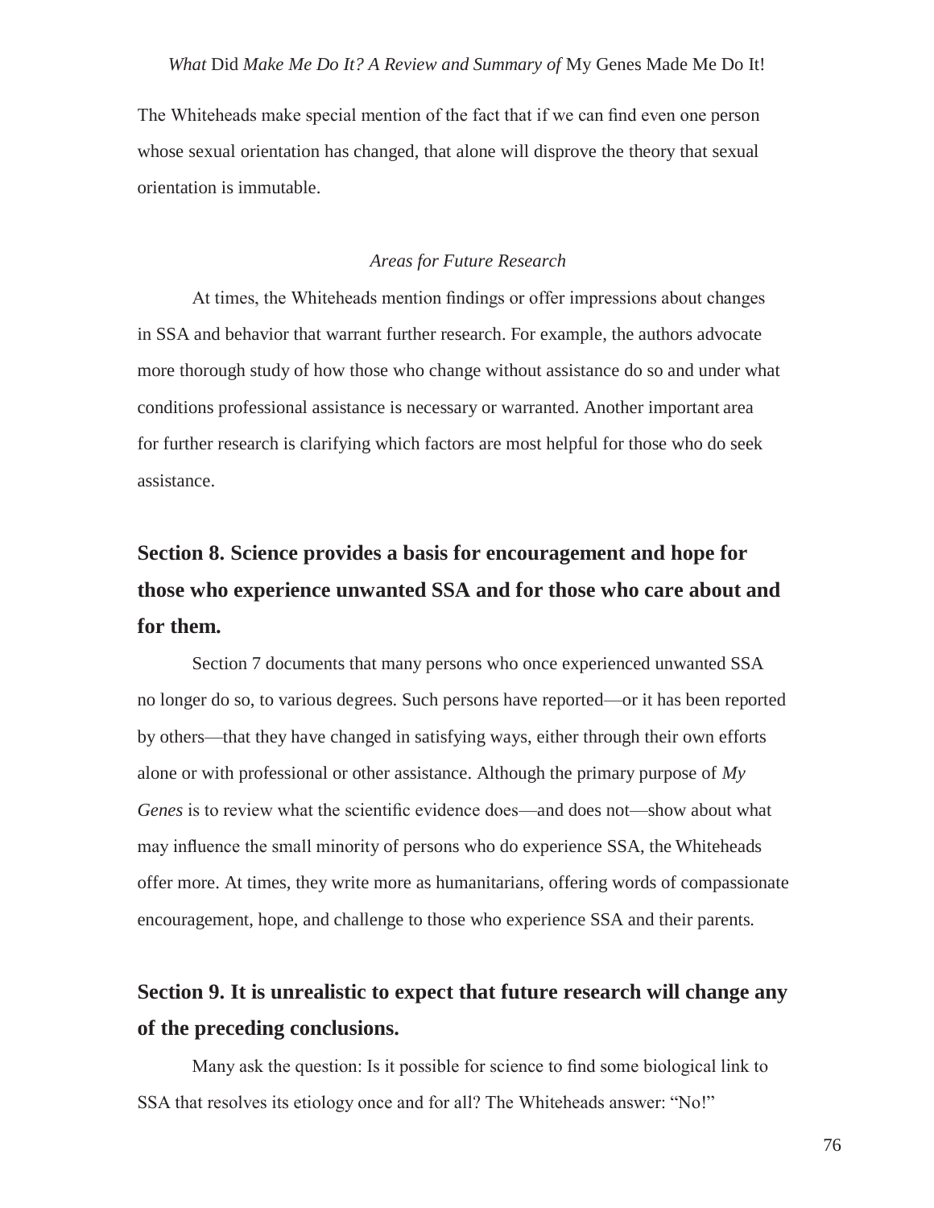The Whiteheads make special mention of the fact that if we can find even one person whose sexual orientation has changed, that alone will disprove the theory that sexual orientation is immutable.

### *Areas for Future Research*

At times, the Whiteheads mention findings or offer impressions about changes in SSA and behavior that warrant further research. For example, the authors advocate more thorough study of how those who change without assistance do so and under what conditions professional assistance is necessary or warranted. Another important area for further research is clarifying which factors are most helpful for those who do seek assistance.

## Section 8. Science provides a basis for encouragement and hope for those who experience unwanted SSA and for those who care about and for them.

Section 7 documents that many persons who once experienced unwanted SSA no longer do so, to various degrees. Such persons have reported—or it has been reported by others—that they have changed in satisfying ways, either through their own efforts alone or with professional or other assistance. Although the primary purpose of *My Genes* is to review what the scientific evidence does—and does not—show about what may influence the small minority of persons who do experience SSA, the Whiteheads offer more. At times, they write more as humanitarians, offering words of compassionate encouragement, hope, and challenge to those who experience SSA and their parents.

## Section 9. It is unrealistic to expect that future research will change any of the preceding conclusions.

Many ask the question: Is it possible for science to find some biological link to SSA that resolves its etiology once and for all? The Whiteheads answer: "No!"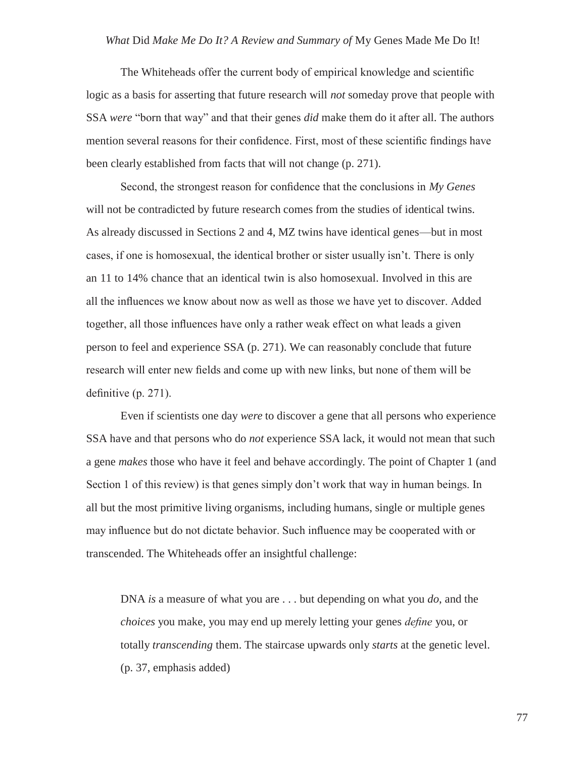The Whiteheads offer the current body of empirical knowledge and scientific logic as a basis for asserting that future research will *not* someday prove that people with SSA *were* "born that way" and that their genes *did* make them do it after all. The authors mention several reasons for their confidence. First, most of these scientific findings have been clearly established from facts that will not change (p. 271).

Second, the strongest reason for confidence that the conclusions in *My Genes* will not be contradicted by future research comes from the studies of identical twins. As already discussed in Sections 2 and 4, MZ twins have identical genes—but in most cases, if one is homosexual, the identical brother or sister usually isn't. There is only an 11 to 14% chance that an identical twin is also homosexual. Involved in this are all the influences we know about now as well as those we have yet to discover. Added together, all those influences have only a rather weak effect on what leads a given person to feel and experience SSA (p. 271). We can reasonably conclude that future research will enter new fields and come up with new links, but none of them will be definitive (p. 271).

Even if scientists one day *were* to discover a gene that all persons who experience SSA have and that persons who do *not* experience SSA lack, it would not mean that such a gene *makes* those who have it feel and behave accordingly. The point of Chapter 1 (and Section 1 of this review) is that genes simply don't work that way in human beings. In all but the most primitive living organisms, including humans, single or multiple genes may influence but do not dictate behavior. Such influence may be cooperated with or transcended. The Whiteheads offer an insightful challenge:

> DNA *is* a measure of what you are . . . but depending on what you *do*, and the *choices* you make, you may end up merely letting your genes *define* you, or totally *transcending* them. The staircase upwards only *starts* at the genetic level. (p. 37, emphasis added)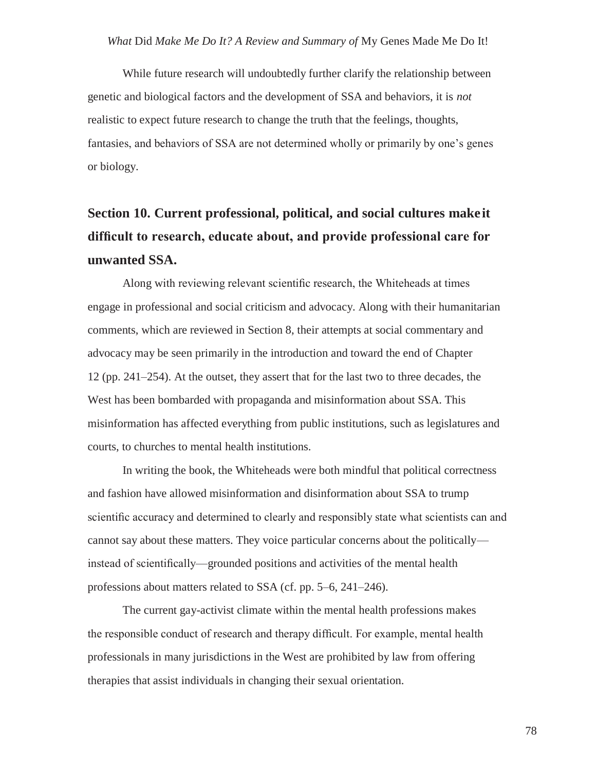While future research will undoubtedly further clarify the relationship between genetic and biological factors and the development of SSA and behaviors, it is *not* realistic to expect future research to change the truth that the feelings, thoughts, fantasies, and behaviors of SSA are not determined wholly or primarily by one's genes or biology.

## Section 10. Current professional, political, and social cultures make it difficult to research, educate about, and provide professional care for unwanted SSA.

Along with reviewing relevant scientific research, the Whiteheads at times engage in professional and social criticism and advocacy. Along with their humanitarian comments, which are reviewed in Section 8, their attempts at social commentary and advocacy may be seen primarily in the introduction and toward the end of Chapter 12 (pp. 241–254). At the outset, they assert that for the last two to three decades, the West has been bombarded with propaganda and misinformation about SSA. This misinformation has affected everything from public institutions, such as legislatures and courts, to churches to mental health institutions.

In writing the book, the Whiteheads were both mindful that political correctness and fashion have allowed misinformation and disinformation about SSA to trump scientific accuracy and determined to clearly and responsibly state what scientists can and cannot say about these matters. They voice particular concerns about the politically—instead of scientifically—grounded positions and activities of the mental health professions about matters related to SSA (cf. pp. 5–6, 241–246).

The current gay-activist climate within the mental health professions makes the responsible conduct of research and therapy difficult. For example, mental health professionals in many jurisdictions in the West are prohibited by law from offering therapies that assist individuals in changing their sexual orientation.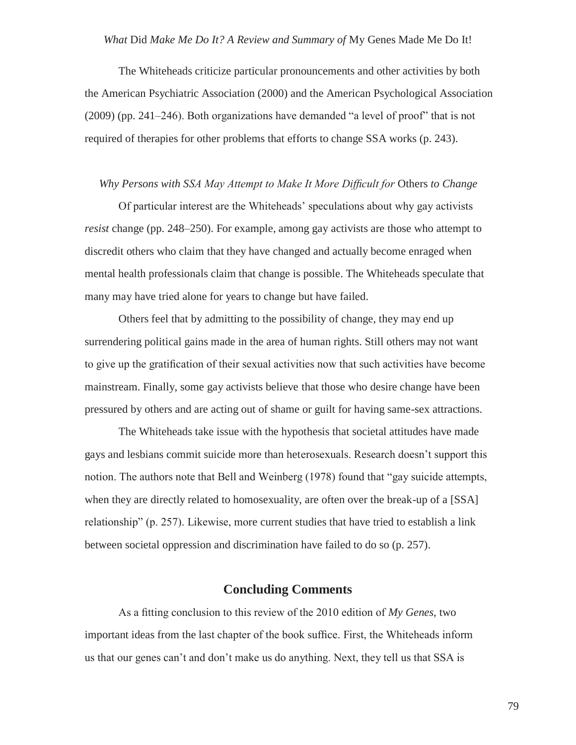The Whiteheads criticize particular pronouncements and other activities by both the American Psychiatric Association (2000) and the American Psychological Association (2009) (pp. 241–246). Both organizations have demanded "a level of proof" that is not required of therapies for other problems that efforts to change SSA works (p. 243).

### *Why Persons with SSA May Attempt to Make It More Difficult for* Others *to Change*

Of particular interest are the Whiteheads' speculations about why gay activists *resist* change (pp. 248–250). For example, among gay activists are those who attempt to discredit others who claim that they have changed and actually become enraged when mental health professionals claim that change is possible. The Whiteheads speculate that many may have tried alone for years to change but have failed.

Others feel that by admitting to the possibility of change, they may end up surrendering political gains made in the area of human rights. Still others may not want to give up the gratification of their sexual activities now that such activities have become mainstream. Finally, some gay activists believe that those who desire change have been pressured by others and are acting out of shame or guilt for having same-sex attractions.

The Whiteheads take issue with the hypothesis that societal attitudes have made gays and lesbians commit suicide more than heterosexuals. Research doesn't support this notion. The authors note that Bell and Weinberg (1978) found that "gay suicide attempts, when they are directly related to homosexuality, are often over the break-up of a [SSA] relationship" (p. 257). Likewise, more current studies that have tried to establish a link between societal oppression and discrimination have failed to do so (p. 257).

## Concluding Comments

As a fitting conclusion to this review of the 2010 edition of *My Genes,* two important ideas from the last chapter of the book suffice. First, the Whiteheads inform us that our genes can't and don't make us do anything. Next, they tell us that SSA is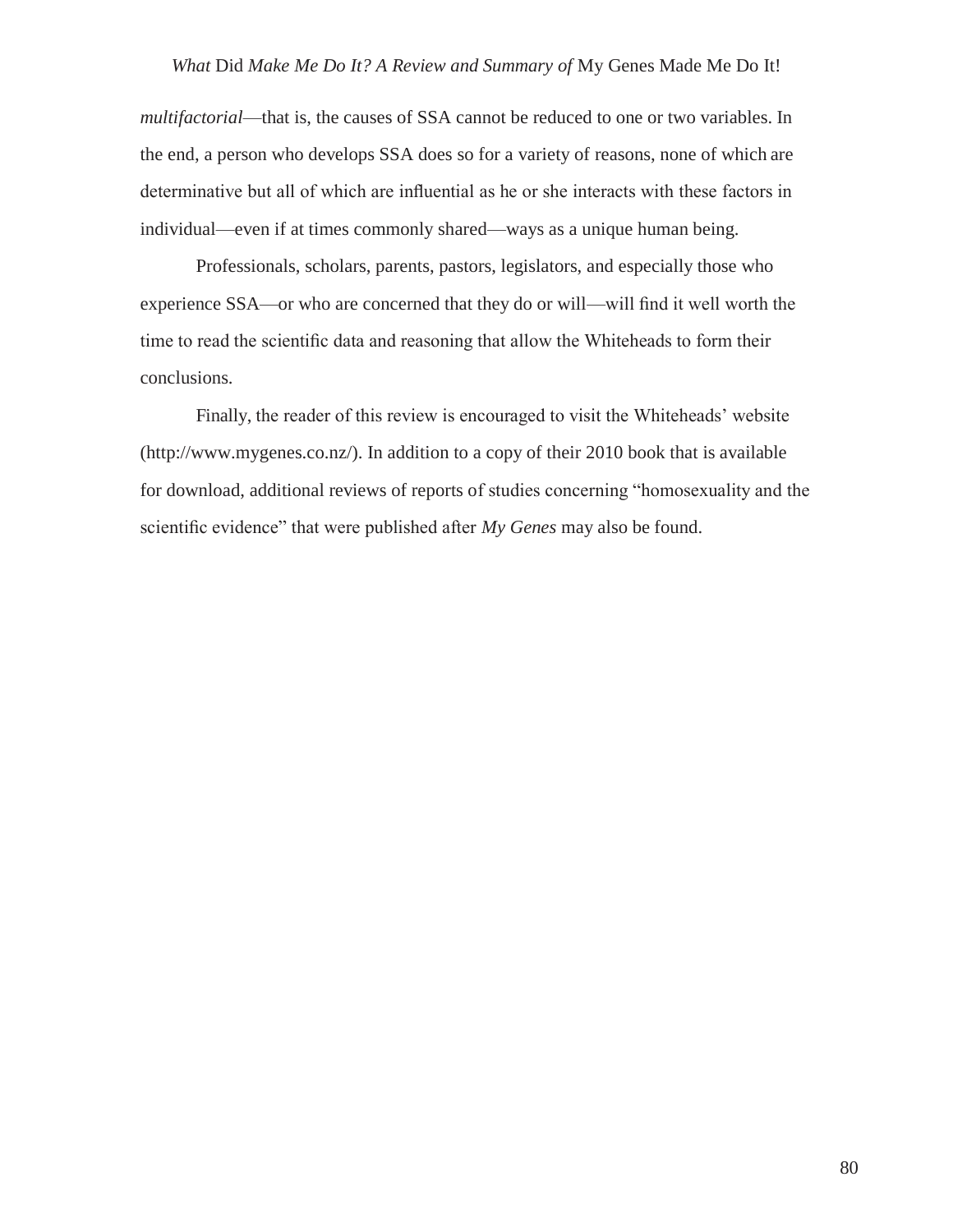*multifactorial*—that is, the causes of SSA cannot be reduced to one or two variables. In the end, a person who develops SSA does so for a variety of reasons, none of which are determinative but all of which are influential as he or she interacts with these factors in individual—even if at times commonly shared—ways as a unique human being.

Professionals, scholars, parents, pastors, legislators, and especially those who experience SSA—or who are concerned that they do or will—will find it well worth the time to read the scientific data and reasoning that allow the Whiteheads to form their conclusions.

Finally, the reader of this review is encouraged to visit the Whiteheads' website (http://www.mygenes.co.nz/). In addition to a copy of their 2010 book that is available for download, additional reviews of reports of studies concerning "homosexuality and the scientific evidence" that were published after *My Genes* may also be found.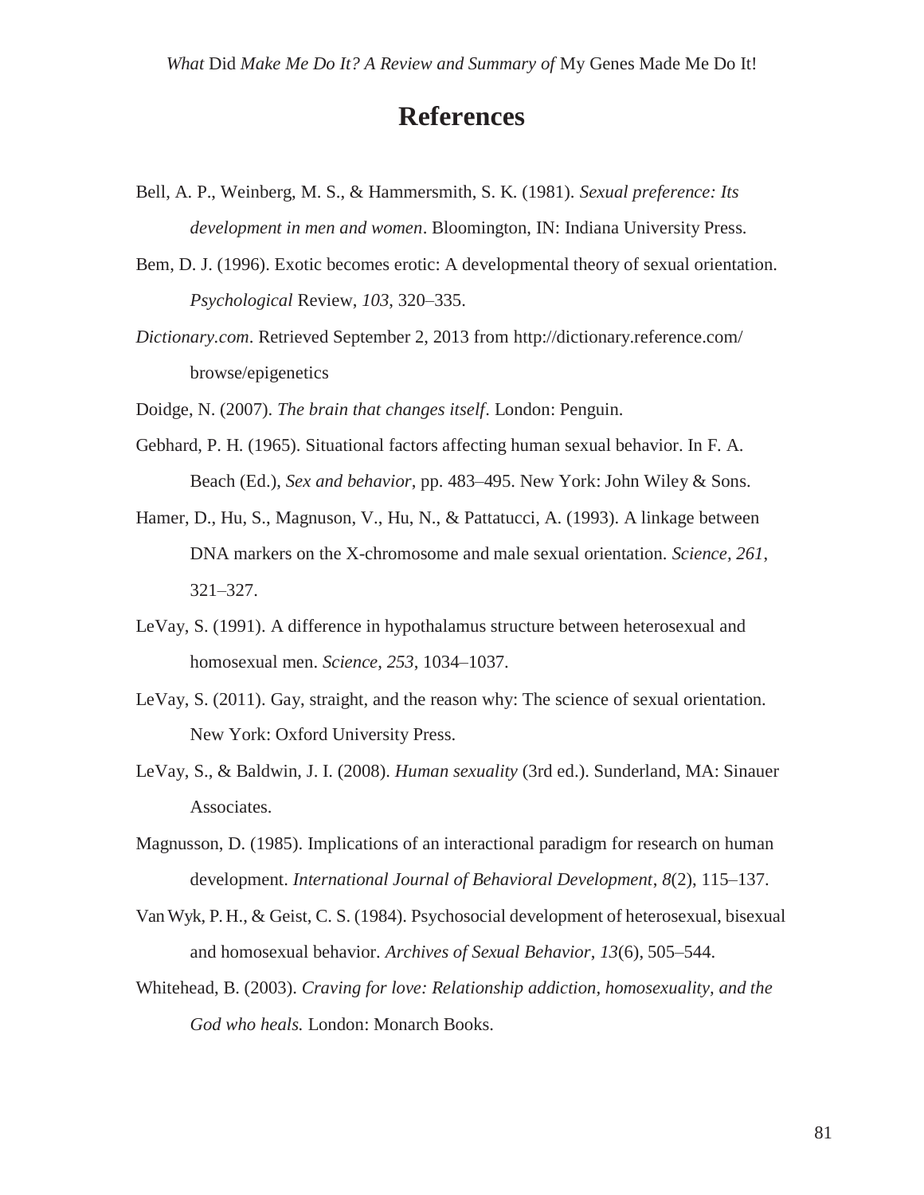# References

Bell, A. P., Weinberg, M. S., & Hammersmith, S. K. (1981). *Sexual preference: Its development in men and women*. Bloomington, IN: Indiana University Press.

Bem, D. J. (1996). Exotic becomes erotic: A developmental theory of sexual orientation. *Psychological* Review, *103*, 320–335.

*Dictionary.com*. Retrieved September 2, 2013 from http://dictionary.reference.com/browse/epigenetics

Doidge, N. (2007). *The brain that changes itself*. London: Penguin.

Gebhard, P. H. (1965). Situational factors affecting human sexual behavior. In F. A. Beach (Ed.), *Sex and behavior*, pp. 483–495. New York: John Wiley & Sons.

Hamer, D., Hu, S., Magnuson, V., Hu, N., & Pattatucci, A. (1993). A linkage between DNA markers on the X-chromosome and male sexual orientation. *Science*, *261*, 321–327.

LeVay, S. (1991). A difference in hypothalamus structure between heterosexual and homosexual men. *Science*, *253*, 1034–1037.

LeVay, S. (2011). Gay, straight, and the reason why: The science of sexual orientation. New York: Oxford University Press.

LeVay, S., & Baldwin, J. I. (2008). *Human sexuality* (3rd ed.). Sunderland, MA: Sinauer Associates.

Magnusson, D. (1985). Implications of an interactional paradigm for research on human development. *International Journal of Behavioral Development*, *8*(2), 115–137.

Van Wyk, P. H., & Geist, C. S. (1984). Psychosocial development of heterosexual, bisexual and homosexual behavior. *Archives of Sexual Behavior*, *13*(6), 505–544.

Whitehead, B. (2003). *Craving for love: Relationship addiction, homosexuality, and the God who heals.* London: Monarch Books.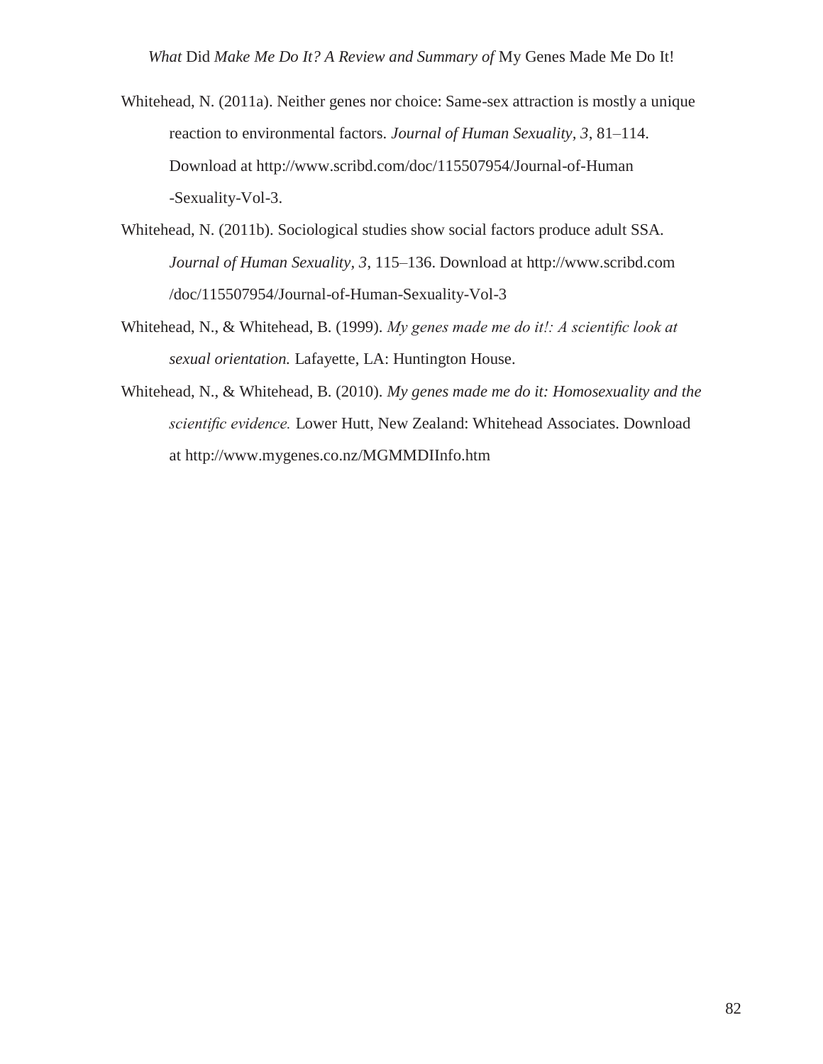Whitehead, N. (2011a). Neither genes nor choice: Same-sex attraction is mostly a unique reaction to environmental factors. *Journal of Human Sexuality, 3*, 81–114. Download at http://www.scribd.com/doc/115507954/Journal-of-Human-Sexuality-Vol-3.

Whitehead, N. (2011b). Sociological studies show social factors produce adult SSA. *Journal of Human Sexuality, 3*, 115–136. Download at http://www.scribd.com/doc/115507954/Journal-of-Human-Sexuality-Vol-3

Whitehead, N., & Whitehead, B. (1999). *My genes made me do it!: A scientific look at sexual orientation.* Lafayette, LA: Huntington House.

Whitehead, N., & Whitehead, B. (2010). *My genes made me do it: Homosexuality and the scientific evidence.* Lower Hutt, New Zealand: Whitehead Associates. Download at http://www.mygenes.co.nz/MGMMDIInfo.htm